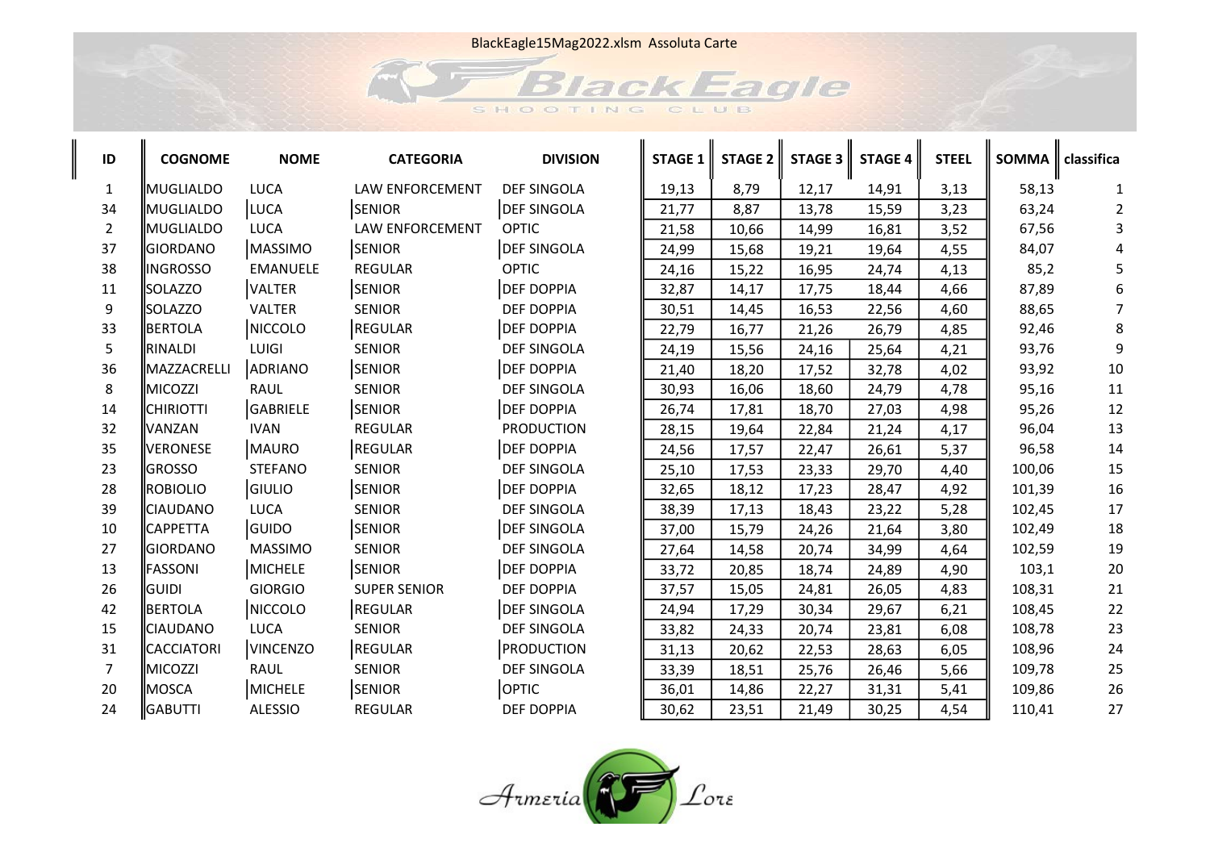BlackEagle15Mag2022.xlsm Assoluta Carte

| ID | COGNOME | NOME | CATEGORIA | DIVISION | STAGE 1 | STAGE 2 | STAGE 3 | STAGE 4 | STEEL | SOMMA | classifica |
|---|---|---|---|---|---|---|---|---|---|---|---|
| 1 | MUGLIALDO | LUCA | LAW ENFORCEMENT | DEF SINGOLA | 19,13 | 8,79 | 12,17 | 14,91 | 3,13 | 58,13 | 1 |
| 34 | MUGLIALDO | LUCA | SENIOR | DEF SINGOLA | 21,77 | 8,87 | 13,78 | 15,59 | 3,23 | 63,24 | 2 |
| 2 | MUGLIALDO | LUCA | LAW ENFORCEMENT | OPTIC | 21,58 | 10,66 | 14,99 | 16,81 | 3,52 | 67,56 | 3 |
| 37 | GIORDANO | MASSIMO | SENIOR | DEF SINGOLA | 24,99 | 15,68 | 19,21 | 19,64 | 4,55 | 84,07 | 4 |
| 38 | INGROSSO | EMANUELE | REGULAR | OPTIC | 24,16 | 15,22 | 16,95 | 24,74 | 4,13 | 85,2 | 5 |
| 11 | SOLAZZO | VALTER | SENIOR | DEF DOPPIA | 32,87 | 14,17 | 17,75 | 18,44 | 4,66 | 87,89 | 6 |
| 9 | SOLAZZO | VALTER | SENIOR | DEF DOPPIA | 30,51 | 14,45 | 16,53 | 22,56 | 4,60 | 88,65 | 7 |
| 33 | BERTOLA | NICCOLO | REGULAR | DEF DOPPIA | 22,79 | 16,77 | 21,26 | 26,79 | 4,85 | 92,46 | 8 |
| 5 | RINALDI | LUIGI | SENIOR | DEF SINGOLA | 24,19 | 15,56 | 24,16 | 25,64 | 4,21 | 93,76 | 9 |
| 36 | MAZZACRELLI | ADRIANO | SENIOR | DEF DOPPIA | 21,40 | 18,20 | 17,52 | 32,78 | 4,02 | 93,92 | 10 |
| 8 | MICOZZI | RAUL | SENIOR | DEF SINGOLA | 30,93 | 16,06 | 18,60 | 24,79 | 4,78 | 95,16 | 11 |
| 14 | CHIRIOTTI | GABRIELE | SENIOR | DEF DOPPIA | 26,74 | 17,81 | 18,70 | 27,03 | 4,98 | 95,26 | 12 |
| 32 | VANZAN | IVAN | REGULAR | PRODUCTION | 28,15 | 19,64 | 22,84 | 21,24 | 4,17 | 96,04 | 13 |
| 35 | VERONESE | MAURO | REGULAR | DEF DOPPIA | 24,56 | 17,57 | 22,47 | 26,61 | 5,37 | 96,58 | 14 |
| 23 | GROSSO | STEFANO | SENIOR | DEF SINGOLA | 25,10 | 17,53 | 23,33 | 29,70 | 4,40 | 100,06 | 15 |
| 28 | ROBIOLIO | GIULIO | SENIOR | DEF DOPPIA | 32,65 | 18,12 | 17,23 | 28,47 | 4,92 | 101,39 | 16 |
| 39 | CIAUDANO | LUCA | SENIOR | DEF SINGOLA | 38,39 | 17,13 | 18,43 | 23,22 | 5,28 | 102,45 | 17 |
| 10 | CAPPETTA | GUIDO | SENIOR | DEF SINGOLA | 37,00 | 15,79 | 24,26 | 21,64 | 3,80 | 102,49 | 18 |
| 27 | GIORDANO | MASSIMO | SENIOR | DEF SINGOLA | 27,64 | 14,58 | 20,74 | 34,99 | 4,64 | 102,59 | 19 |
| 13 | FASSONI | MICHELE | SENIOR | DEF DOPPIA | 33,72 | 20,85 | 18,74 | 24,89 | 4,90 | 103,1 | 20 |
| 26 | GUIDI | GIORGIO | SUPER SENIOR | DEF DOPPIA | 37,57 | 15,05 | 24,81 | 26,05 | 4,83 | 108,31 | 21 |
| 42 | BERTOLA | NICCOLO | REGULAR | DEF SINGOLA | 24,94 | 17,29 | 30,34 | 29,67 | 6,21 | 108,45 | 22 |
| 15 | CIAUDANO | LUCA | SENIOR | DEF SINGOLA | 33,82 | 24,33 | 20,74 | 23,81 | 6,08 | 108,78 | 23 |
| 31 | CACCIATORI | VINCENZO | REGULAR | PRODUCTION | 31,13 | 20,62 | 22,53 | 28,63 | 6,05 | 108,96 | 24 |
| 7 | MICOZZI | RAUL | SENIOR | DEF SINGOLA | 33,39 | 18,51 | 25,76 | 26,46 | 5,66 | 109,78 | 25 |
| 20 | MOSCA | MICHELE | SENIOR | OPTIC | 36,01 | 14,86 | 22,27 | 31,31 | 5,41 | 109,86 | 26 |
| 24 | GABUTTI | ALESSIO | REGULAR | DEF DOPPIA | 30,62 | 23,51 | 21,49 | 30,25 | 4,54 | 110,41 | 27 |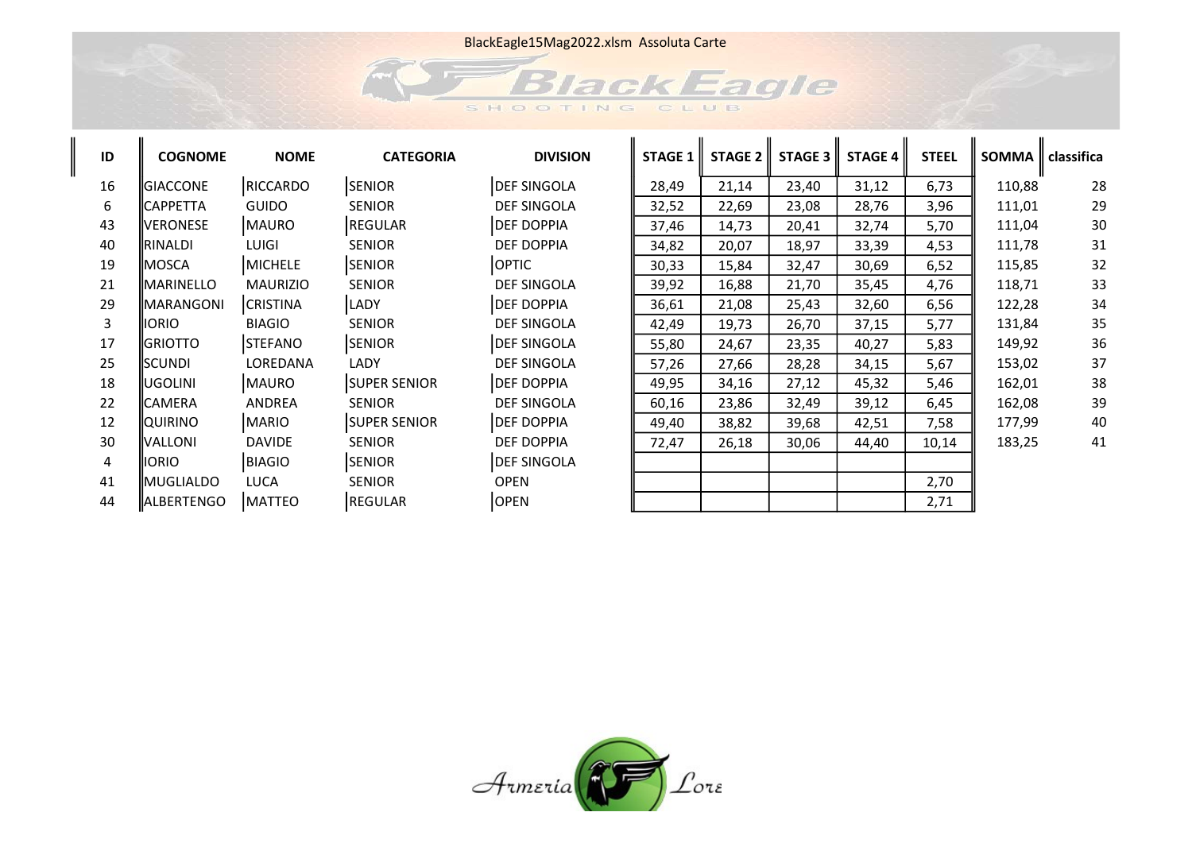BlackEagle15Mag2022.xlsm Assoluta Carte

| ID | COGNOME | NOME | CATEGORIA | DIVISION | STAGE 1 | STAGE 2 | STAGE 3 | STAGE 4 | STEEL | SOMMA | classifica |
|---|---|---|---|---|---|---|---|---|---|---|---|
| 16 | GIACCONE | RICCARDO | SENIOR | DEF SINGOLA | 28,49 | 21,14 | 23,40 | 31,12 | 6,73 | 110,88 | 28 |
| 6 | CAPPETTA | GUIDO | SENIOR | DEF SINGOLA | 32,52 | 22,69 | 23,08 | 28,76 | 3,96 | 111,01 | 29 |
| 43 | VERONESE | MAURO | REGULAR | DEF DOPPIA | 37,46 | 14,73 | 20,41 | 32,74 | 5,70 | 111,04 | 30 |
| 40 | RINALDI | LUIGI | SENIOR | DEF DOPPIA | 34,82 | 20,07 | 18,97 | 33,39 | 4,53 | 111,78 | 31 |
| 19 | MOSCA | MICHELE | SENIOR | OPTIC | 30,33 | 15,84 | 32,47 | 30,69 | 6,52 | 115,85 | 32 |
| 21 | MARINELLO | MAURIZIO | SENIOR | DEF SINGOLA | 39,92 | 16,88 | 21,70 | 35,45 | 4,76 | 118,71 | 33 |
| 29 | MARANGONI | CRISTINA | LADY | DEF DOPPIA | 36,61 | 21,08 | 25,43 | 32,60 | 6,56 | 122,28 | 34 |
| 3 | IORIO | BIAGIO | SENIOR | DEF SINGOLA | 42,49 | 19,73 | 26,70 | 37,15 | 5,77 | 131,84 | 35 |
| 17 | GRIOTTO | STEFANO | SENIOR | DEF SINGOLA | 55,80 | 24,67 | 23,35 | 40,27 | 5,83 | 149,92 | 36 |
| 25 | SCUNDI | LOREDANA | LADY | DEF SINGOLA | 57,26 | 27,66 | 28,28 | 34,15 | 5,67 | 153,02 | 37 |
| 18 | UGOLINI | MAURO | SUPER SENIOR | DEF DOPPIA | 49,95 | 34,16 | 27,12 | 45,32 | 5,46 | 162,01 | 38 |
| 22 | CAMERA | ANDREA | SENIOR | DEF SINGOLA | 60,16 | 23,86 | 32,49 | 39,12 | 6,45 | 162,08 | 39 |
| 12 | QUIRINO | MARIO | SUPER SENIOR | DEF DOPPIA | 49,40 | 38,82 | 39,68 | 42,51 | 7,58 | 177,99 | 40 |
| 30 | VALLONI | DAVIDE | SENIOR | DEF DOPPIA | 72,47 | 26,18 | 30,06 | 44,40 | 10,14 | 183,25 | 41 |
| 4 | IORIO | BIAGIO | SENIOR | DEF SINGOLA | | | | | | | |
| 41 | MUGLIALDO | LUCA | SENIOR | OPEN | | | | | 2,70 | | |
| 44 | ALBERTENGO | MATTEO | REGULAR | OPEN | | | | | 2,71 | | |